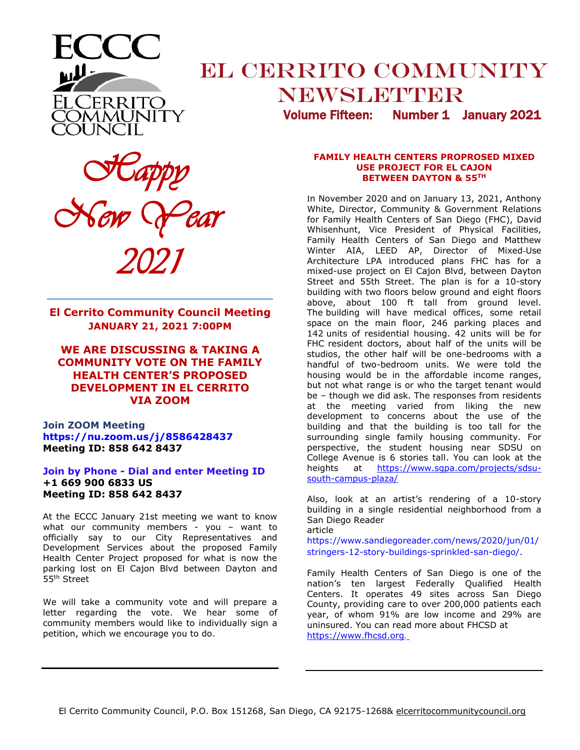ECCC

EL CERRITO COMMUNITY COUNCIL

# EL CERRITO COMMUNITY NEWSLETTER

**Volume Fifteen: Number 1 January 2021**

*Happy New Year 2021*

## El Cerrito Community Council Meeting

**JANUARY 21, 2021 7:00PM**

**WE ARE DISCUSSING & TAKING A COMMUNITY VOTE ON THE FAMILY HEALTH CENTER'S PROPOSED DEVELOPMENT IN EL CERRITO VIA ZOOM**

**Join ZOOM Meeting**
**https://nu.zoom.us/j/8586428437**
**Meeting ID: 858 642 8437**

**Join by Phone - Dial and enter Meeting ID**
**+1 669 900 6833 US**
**Meeting ID: 858 642 8437**

At the ECCC January 21st meeting we want to know what our community members - you – want to officially say to our City Representatives and Development Services about the proposed Family Health Center Project proposed for what is now the parking lost on El Cajon Blvd between Dayton and 55th Street

We will take a community vote and will prepare a letter regarding the vote. We hear some of community members would like to individually sign a petition, which we encourage you to do.

## FAMILY HEALTH CENTERS PROPROSED MIXED USE PROJECT FOR EL CAJON BETWEEN DAYTON & 55TH

In November 2020 and on January 13, 2021, Anthony White, Director, Community & Government Relations for Family Health Centers of San Diego (FHC), David Whisenhunt, Vice President of Physical Facilities, Family Health Centers of San Diego and Matthew Winter AIA, LEED AP, Director of Mixed-Use Architecture LPA introduced plans FHC has for a mixed-use project on El Cajon Blvd, between Dayton Street and 55th Street. The plan is for a 10-story building with two floors below ground and eight floors above, about 100 ft tall from ground level. The building will have medical offices, some retail space on the main floor, 246 parking places and 142 units of residential housing. 42 units will be for FHC resident doctors, about half of the units will be studios, the other half will be one-bedrooms with a handful of two-bedroom units. We were told the housing would be in the affordable income ranges, but not what range is or who the target tenant would be – though we did ask. The responses from residents at the meeting varied from liking the new development to concerns about the use of the building and that the building is too tall for the surrounding single family housing community. For perspective, the student housing near SDSU on College Avenue is 6 stories tall. You can look at the heights at https://www.sgpa.com/projects/sdsu-south-campus-plaza/

Also, look at an artist's rendering of a 10-story building in a single residential neighborhood from a San Diego Reader article https://www.sandiegoreader.com/news/2020/jun/01/stringers-12-story-buildings-sprinkled-san-diego/.

Family Health Centers of San Diego is one of the nation's ten largest Federally Qualified Health Centers. It operates 49 sites across San Diego County, providing care to over 200,000 patients each year, of whom 91% are low income and 29% are uninsured. You can read more about FHCSD at https://www.fhcsd.org.

El Cerrito Community Council, P.O. Box 151268, San Diego, CA 92175-1268& elcerritocommunitycouncil.org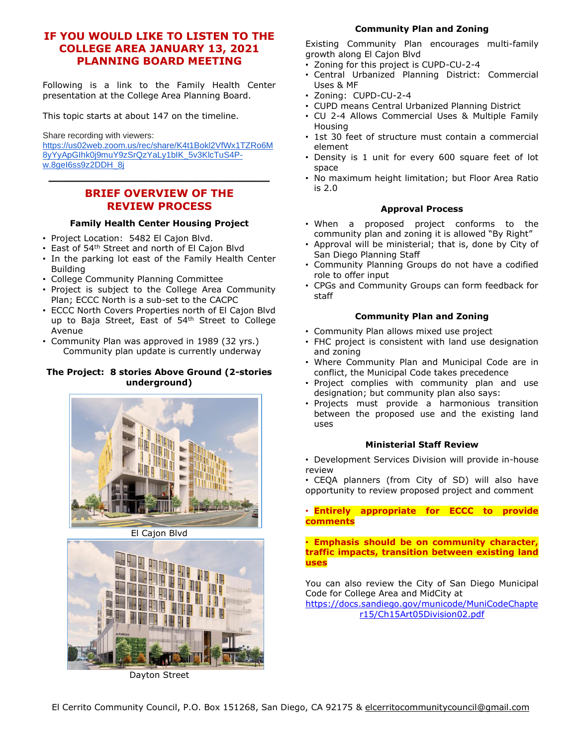## IF YOU WOULD LIKE TO LISTEN TO THE COLLEGE AREA JANUARY 13, 2021 PLANNING BOARD MEETING

Following is a link to the Family Health Center presentation at the College Area Planning Board.

This topic starts at about 147 on the timeline.

Share recording with viewers:
https://us02web.zoom.us/rec/share/K4t1Bokl2VfWx1TZRo6M8yYyApGIhk0j9muY9zSrQzYaLy1bIK_5v3KlcTuS4P-w.8geI6ss9z2DDH_8j

---

## BRIEF OVERVIEW OF THE REVIEW PROCESS

### Family Health Center Housing Project

- Project Location: 5482 El Cajon Blvd.
- East of 54th Street and north of El Cajon Blvd
- In the parking lot east of the Family Health Center Building
- College Community Planning Committee
- Project is subject to the College Area Community Plan; ECCC North is a sub-set to the CACPC
- ECCC North Covers Properties north of El Cajon Blvd up to Baja Street, East of 54th Street to College Avenue
- Community Plan was approved in 1989 (32 yrs.)
  Community plan update is currently underway

### The Project: 8 stories Above Ground (2-stories underground)

El Cajon Blvd

Dayton Street

### Community Plan and Zoning

Existing Community Plan encourages multi-family growth along El Cajon Blvd

- Zoning for this project is CUPD-CU-2-4
- Central Urbanized Planning District: Commercial Uses & MF
- Zoning: CUPD-CU-2-4
- CUPD means Central Urbanized Planning District
- CU 2-4 Allows Commercial Uses & Multiple Family Housing
- 1st 30 feet of structure must contain a commercial element
- Density is 1 unit for every 600 square feet of lot space
- No maximum height limitation; but Floor Area Ratio is 2.0

### Approval Process

- When a proposed project conforms to the community plan and zoning it is allowed "By Right"
- Approval will be ministerial; that is, done by City of San Diego Planning Staff
- Community Planning Groups do not have a codified role to offer input
- CPGs and Community Groups can form feedback for staff

### Community Plan and Zoning

- Community Plan allows mixed use project
- FHC project is consistent with land use designation and zoning
- Where Community Plan and Municipal Code are in conflict, the Municipal Code takes precedence
- Project complies with community plan and use designation; but community plan also says:
- Projects must provide a harmonious transition between the proposed use and the existing land uses

### Ministerial Staff Review

- Development Services Division will provide in-house review
- CEQA planners (from City of SD) will also have opportunity to review proposed project and comment

**• Entirely appropriate for ECCC to provide comments**

**• Emphasis should be on community character, traffic impacts, transition between existing land uses**

You can also review the City of San Diego Municipal Code for College Area and MidCity at
https://docs.sandiego.gov/municode/MuniCodeChapter15/Ch15Art05Division02.pdf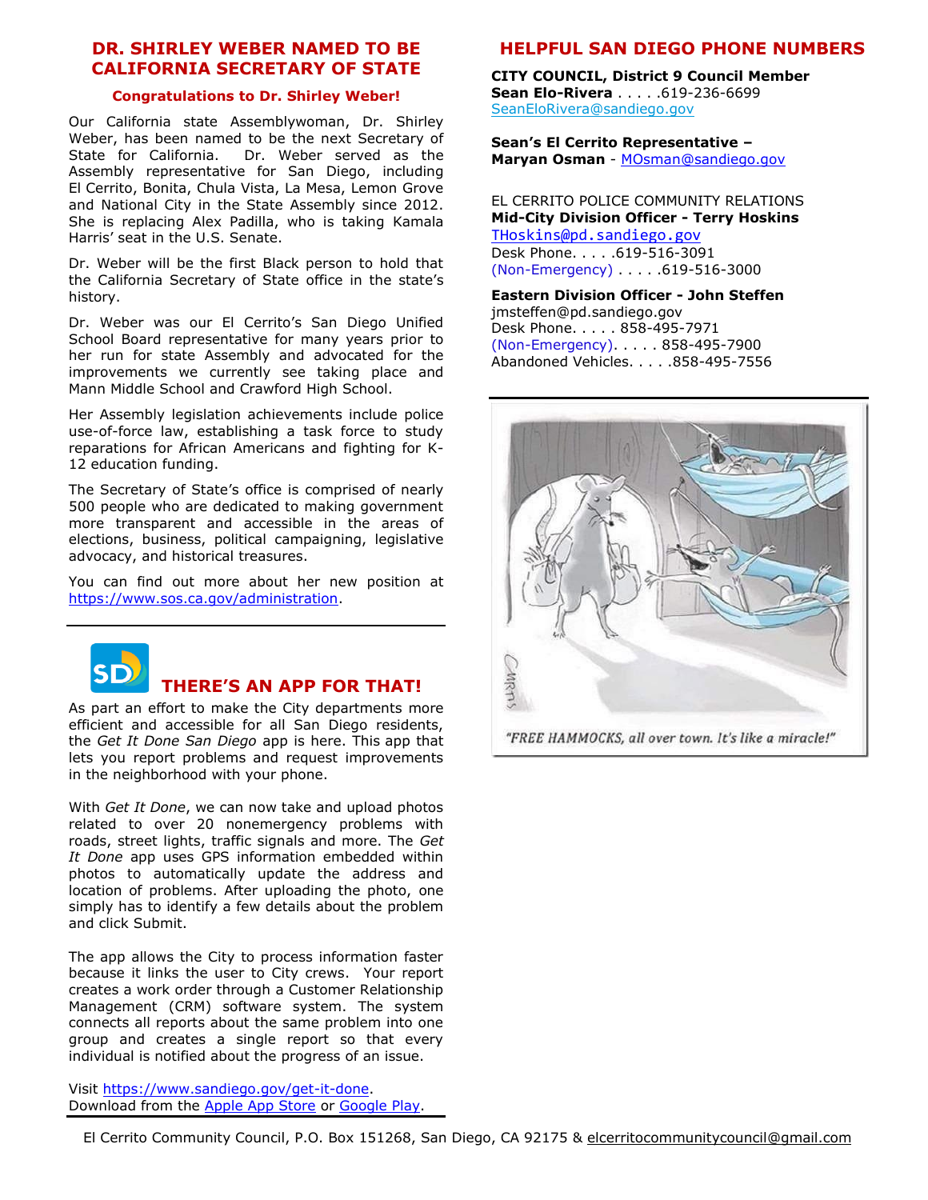## DR. SHIRLEY WEBER NAMED TO BE CALIFORNIA SECRETARY OF STATE

**Congratulations to Dr. Shirley Weber!**

Our California state Assemblywoman, Dr. Shirley Weber, has been named to be the next Secretary of State for California. Dr. Weber served as the Assembly representative for San Diego, including El Cerrito, Bonita, Chula Vista, La Mesa, Lemon Grove and National City in the State Assembly since 2012. She is replacing Alex Padilla, who is taking Kamala Harris' seat in the U.S. Senate.

Dr. Weber will be the first Black person to hold that the California Secretary of State office in the state's history.

Dr. Weber was our El Cerrito's San Diego Unified School Board representative for many years prior to her run for state Assembly and advocated for the improvements we currently see taking place and Mann Middle School and Crawford High School.

Her Assembly legislation achievements include police use-of-force law, establishing a task force to study reparations for African Americans and fighting for K-12 education funding.

The Secretary of State's office is comprised of nearly 500 people who are dedicated to making government more transparent and accessible in the areas of elections, business, political campaigning, legislative advocacy, and historical treasures.

You can find out more about her new position at https://www.sos.ca.gov/administration.

## THERE'S AN APP FOR THAT!

As part an effort to make the City departments more efficient and accessible for all San Diego residents, the *Get It Done San Diego* app is here. This app that lets you report problems and request improvements in the neighborhood with your phone.

With *Get It Done*, we can now take and upload photos related to over 20 nonemergency problems with roads, street lights, traffic signals and more. The *Get It Done* app uses GPS information embedded within photos to automatically update the address and location of problems. After uploading the photo, one simply has to identify a few details about the problem and click Submit.

The app allows the City to process information faster because it links the user to City crews. Your report creates a work order through a Customer Relationship Management (CRM) software system. The system connects all reports about the same problem into one group and creates a single report so that every individual is notified about the progress of an issue.

Visit https://www.sandiego.gov/get-it-done.
Download from the Apple App Store or Google Play.

## HELPFUL SAN DIEGO PHONE NUMBERS

**CITY COUNCIL, District 9 Council Member**
**Sean Elo-Rivera** . . . . .619-236-6699
SeanEloRivera@sandiego.gov

**Sean's El Cerrito Representative – Maryan Osman** - MOsman@sandiego.gov

EL CERRITO POLICE COMMUNITY RELATIONS
**Mid-City Division Officer - Terry Hoskins**
THoskins@pd.sandiego.gov
Desk Phone. . . . .619-516-3091
(Non-Emergency) . . . . .619-516-3000

**Eastern Division Officer - John Steffen**
jmsteffen@pd.sandiego.gov
Desk Phone. . . . . 858-495-7971
(Non-Emergency). . . . . 858-495-7900
Abandoned Vehicles. . . . .858-495-7556

"FREE HAMMOCKS, all over town. It's like a miracle!"

El Cerrito Community Council, P.O. Box 151268, San Diego, CA 92175 & elcerritocommunitycouncil@gmail.com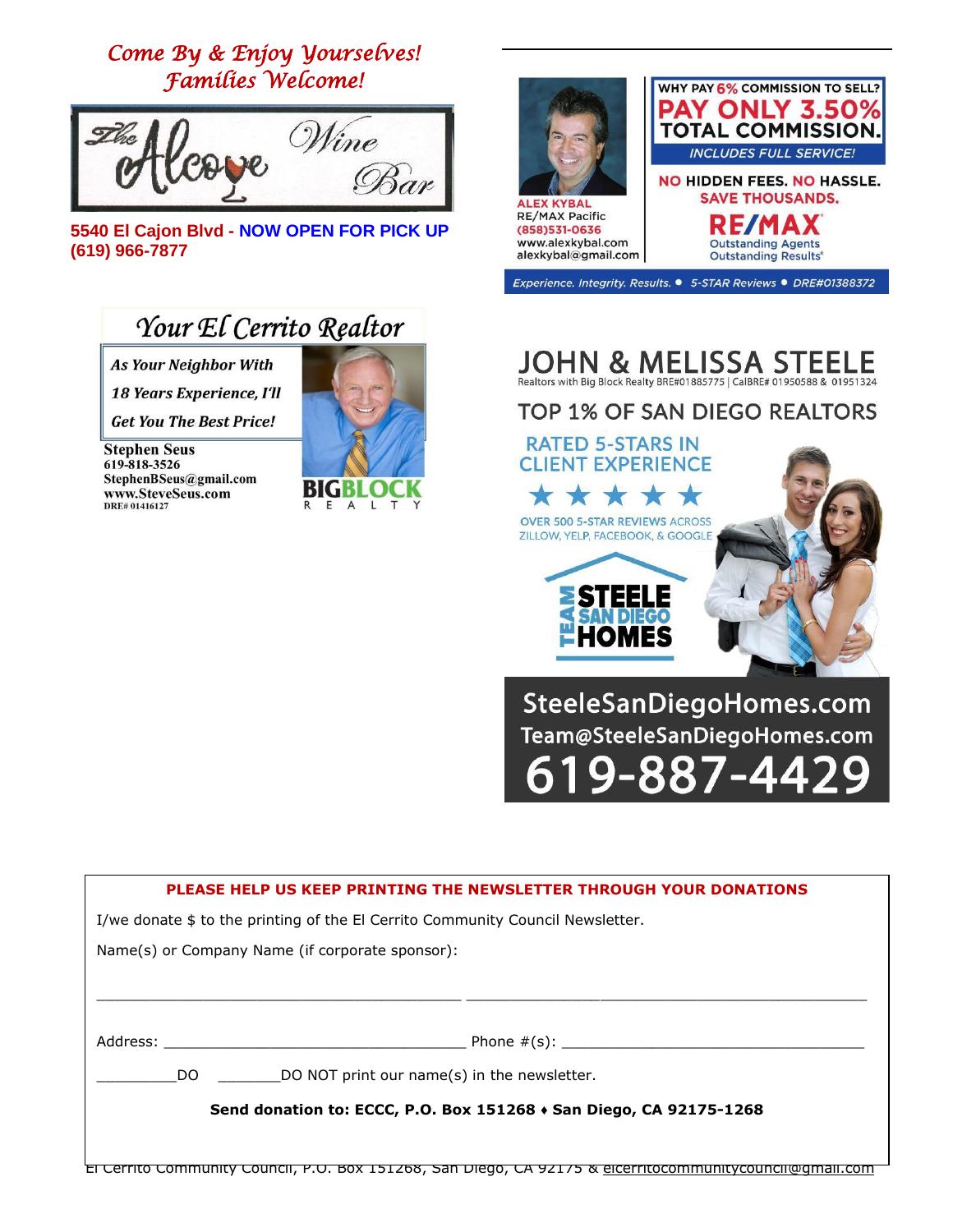*Come By & Enjoy Yourselves!*
*Families Welcome!*

The Alcove Wine Bar

**5540 El Cajon Blvd - NOW OPEN FOR PICK UP**
**(619) 966-7877**

WHY PAY 6% COMMISSION TO SELL?
**PAY ONLY 3.50% TOTAL COMMISSION.**
*INCLUDES FULL SERVICE!*

**NO HIDDEN FEES. NO HASSLE.**
**SAVE THOUSANDS.**

RE/MAX
Outstanding Agents
Outstanding Results®

ALEX KYBAL
RE/MAX Pacific
(858)531-0636
www.alexkybal.com
alexkybal@gmail.com

*Experience. Integrity. Results. ● 5-STAR Reviews ● DRE#01388372*

## *Your El Cerrito Realtor*

***As Your Neighbor With 18 Years Experience, I'll Get You The Best Price!***

**Stephen Seus**
619-818-3526
StephenBSeus@gmail.com
www.SteveSeus.com
DRE# 01416127

BIGBLOCK REALTY

## JOHN & MELISSA STEELE

Realtors with Big Block Realty BRE#01885775 | CalBRE# 01950588 & 01951324

TOP 1% OF SAN DIEGO REALTORS

RATED 5-STARS IN CLIENT EXPERIENCE

★ ★ ★ ★ ★

OVER 500 5-STAR REVIEWS ACROSS ZILLOW, YELP, FACEBOOK, & GOOGLE

TEAM STEELE SAN DIEGO HOMES

SteeleSanDiegoHomes.com
Team@SteeleSanDiegoHomes.com
619-887-4429

---

**PLEASE HELP US KEEP PRINTING THE NEWSLETTER THROUGH YOUR DONATIONS**

I/we donate $ to the printing of the El Cerrito Community Council Newsletter.

Name(s) or Company Name (if corporate sponsor):

________________________________________ ____________________________________________

Address: __________________________________ Phone #(s): __________________________________

_________DO _______DO NOT print our name(s) in the newsletter.

**Send donation to: ECCC, P.O. Box 151268 ♦ San Diego, CA 92175-1268**

El Cerrito Community Council, P.O. Box 151268, San Diego, CA 92175 & elcerritocommunitycouncil@gmail.com